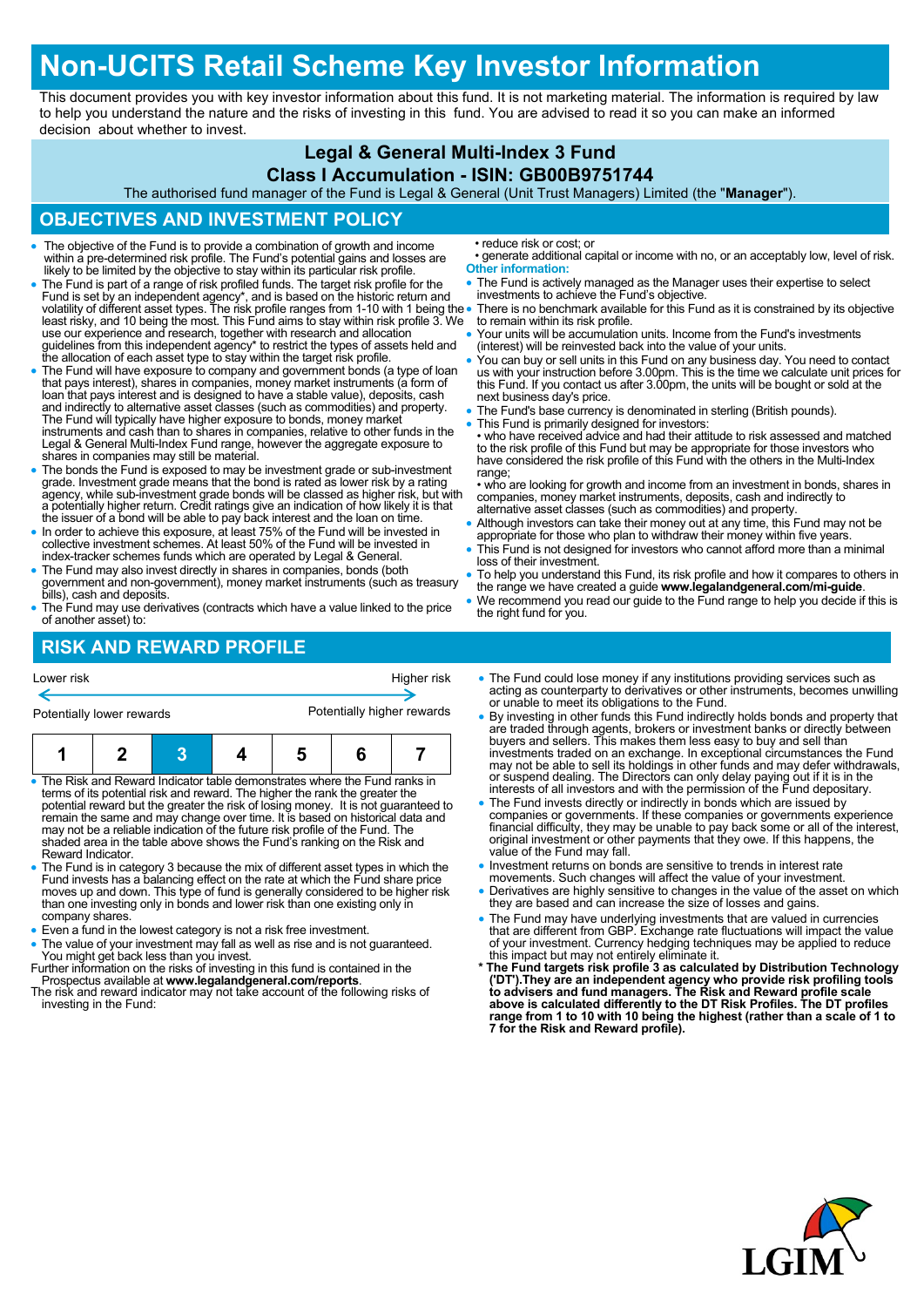# Non-UCITS Retail Scheme Key Investor Information

This document provides you with key investor information about this fund. It is not marketing material. The information is required by law to help you understand the nature and the risks of investing in this fund. You are advised to read it so you can make an informed decision about whether to invest.

## Legal & General Multi-Index 3 Fund
## Class I Accumulation - ISIN: GB00B9751744

The authorised fund manager of the Fund is Legal & General (Unit Trust Managers) Limited (the "**Manager**").

## OBJECTIVES AND INVESTMENT POLICY

- The objective of the Fund is to provide a combination of growth and income within a pre-determined risk profile. The Fund's potential gains and losses are likely to be limited by the objective to stay within its particular risk profile.
- The Fund is part of a range of risk profiled funds. The target risk profile for the Fund is set by an independent agency*, and is based on the historic return and volatility of different asset types. The risk profile ranges from 1-10 with 1 being the least risky, and 10 being the most. This Fund aims to stay within risk profile 3. We use our experience and research, together with research and allocation guidelines from this independent agency* to restrict the types of assets held and the allocation of each asset type to stay within the target risk profile.
- The Fund will have exposure to company and government bonds (a type of loan that pays interest), shares in companies, money market instruments (a form of loan that pays interest and is designed to have a stable value), deposits, cash and indirectly to alternative asset classes (such as commodities) and property. The Fund will typically have higher exposure to bonds, money market instruments and cash than to shares in companies, relative to other funds in the Legal & General Multi-Index Fund range, however the aggregate exposure to shares in companies may still be material.
- The bonds the Fund is exposed to may be investment grade or sub-investment grade. Investment grade means that the bond is rated as lower risk by a rating agency, while sub-investment grade bonds will be classed as higher risk, but with a potentially higher return. Credit ratings give an indication of how likely it is that the issuer of a bond will be able to pay back interest and the loan on time.
- In order to achieve this exposure, at least 75% of the Fund will be invested in collective investment schemes. At least 50% of the Fund will be invested in index-tracker schemes funds which are operated by Legal & General.
- The Fund may also invest directly in shares in companies, bonds (both government and non-government), money market instruments (such as treasury bills), cash and deposits.
- The Fund may use derivatives (contracts which have a value linked to the price of another asset) to:
  - reduce risk or cost; or
  - generate additional capital or income with no, or an acceptably low, level of risk.

**Other information:**

- The Fund is actively managed as the Manager uses their expertise to select investments to achieve the Fund's objective.
- There is no benchmark available for this Fund as it is constrained by its objective to remain within its risk profile.
- Your units will be accumulation units. Income from the Fund's investments (interest) will be reinvested back into the value of your units.
- You can buy or sell units in this Fund on any business day. You need to contact us with your instruction before 3.00pm. This is the time we calculate unit prices for this Fund. If you contact us after 3.00pm, the units will be bought or sold at the next business day's price.
- The Fund's base currency is denominated in sterling (British pounds).
- This Fund is primarily designed for investors:
  - who have received advice and had their attitude to risk assessed and matched to the risk profile of this Fund but may be appropriate for those investors who have considered the risk profile of this Fund with the others in the Multi-Index range;
  - who are looking for growth and income from an investment in bonds, shares in companies, money market instruments, deposits, cash and indirectly to alternative asset classes (such as commodities) and property.
- Although investors can take their money out at any time, this Fund may not be appropriate for those who plan to withdraw their money within five years.
- This Fund is not designed for investors who cannot afford more than a minimal loss of their investment.
- To help you understand this Fund, its risk profile and how it compares to others in the range we have created a guide **www.legalandgeneral.com/mi-guide**.
- We recommend you read our guide to the Fund range to help you decide if this is the right fund for you.

## RISK AND REWARD PROFILE

Lower risk — Higher risk

Potentially lower rewards — Potentially higher rewards

| 1 | 2 | **3** | 4 | 5 | 6 | 7 |
|---|---|---|---|---|---|---|

- The Risk and Reward Indicator table demonstrates where the Fund ranks in terms of its potential risk and reward. The higher the rank the greater the potential reward but the greater the risk of losing money. It is not guaranteed to remain the same and may change over time. It is based on historical data and may not be a reliable indication of the future risk profile of the Fund. The shaded area in the table above shows the Fund's ranking on the Risk and Reward Indicator.
- The Fund is in category 3 because the mix of different asset types in which the Fund invests has a balancing effect on the rate at which the Fund share price moves up and down. This type of fund is generally considered to be higher risk than one investing only in bonds and lower risk than one existing only in company shares.
- Even a fund in the lowest category is not a risk free investment.
- The value of your investment may fall as well as rise and is not guaranteed. You might get back less than you invest.

Further information on the risks of investing in this fund is contained in the Prospectus available at **www.legalandgeneral.com/reports**.

The risk and reward indicator may not take account of the following risks of investing in the Fund:

- The Fund could lose money if any institutions providing services such as acting as counterparty to derivatives or other instruments, becomes unwilling or unable to meet its obligations to the Fund.
- By investing in other funds this Fund indirectly holds bonds and property that are traded through agents, brokers or investment banks or directly between buyers and sellers. This makes them less easy to buy and sell than investments traded on an exchange. In exceptional circumstances the Fund may not be able to sell its holdings in other funds and may defer withdrawals, or suspend dealing. The Directors can only delay paying out if it is in the interests of all investors and with the permission of the Fund depositary.
- The Fund invests directly or indirectly in bonds which are issued by companies or governments. If these companies or governments experience financial difficulty, they may be unable to pay back some or all of the interest, original investment or other payments that they owe. If this happens, the value of the Fund may fall.
- Investment returns on bonds are sensitive to trends in interest rate movements. Such changes will affect the value of your investment.
- Derivatives are highly sensitive to changes in the value of the asset on which they are based and can increase the size of losses and gains.
- The Fund may have underlying investments that are valued in currencies that are different from GBP. Exchange rate fluctuations will impact the value of your investment. Currency hedging techniques may be applied to reduce this impact but may not entirely eliminate it.

\* **The Fund targets risk profile 3 as calculated by Distribution Technology ('DT').They are an independent agency who provide risk profiling tools to advisers and fund managers. The Risk and Reward profile scale above is calculated differently to the DT Risk Profiles. The DT profiles range from 1 to 10 with 10 being the highest (rather than a scale of 1 to 7 for the Risk and Reward profile).**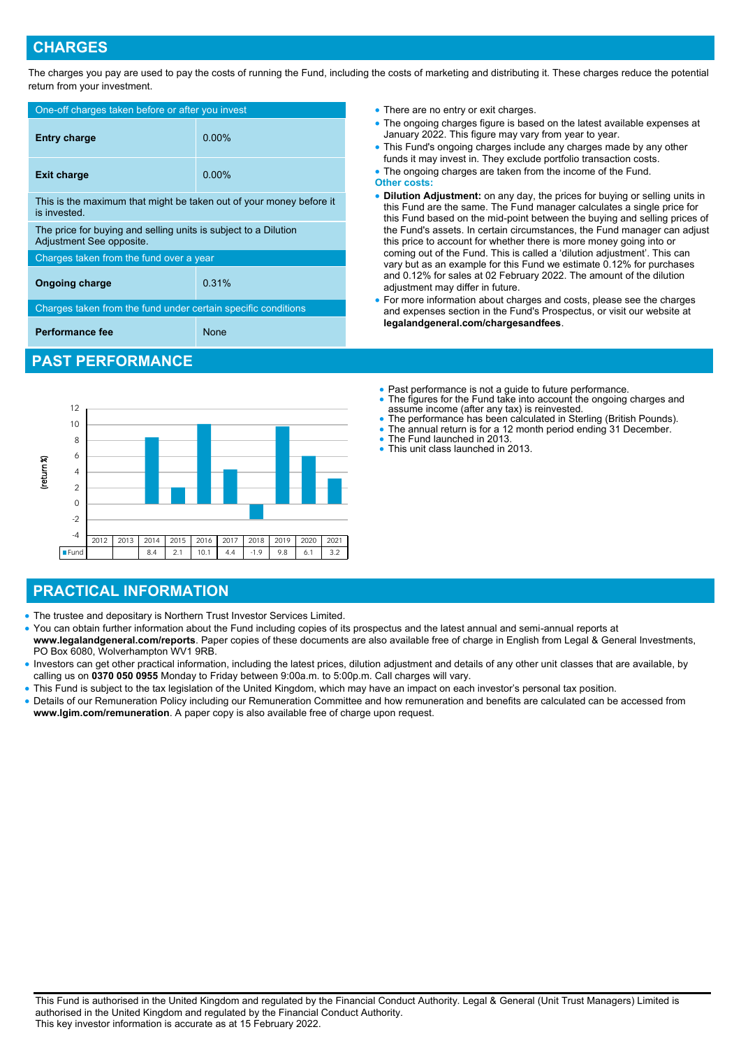## CHARGES

The charges you pay are used to pay the costs of running the Fund, including the costs of marketing and distributing it. These charges reduce the potential return from your investment.

| One-off charges taken before or after you invest | |
|---|---|
| **Entry charge** | 0.00% |
| **Exit charge** | 0.00% |
| This is the maximum that might be taken out of your money before it is invested. | |
| The price for buying and selling units is subject to a Dilution Adjustment See opposite. | |
| Charges taken from the fund over a year | |
| **Ongoing charge** | 0.31% |
| Charges taken from the fund under certain specific conditions | |
| **Performance fee** | None |

- There are no entry or exit charges.
- The ongoing charges figure is based on the latest available expenses at January 2022. This figure may vary from year to year.
- This Fund's ongoing charges include any charges made by any other funds it may invest in. They exclude portfolio transaction costs.
- The ongoing charges are taken from the income of the Fund.

**Other costs:**

- **Dilution Adjustment:** on any day, the prices for buying or selling units in this Fund are the same. The Fund manager calculates a single price for this Fund based on the mid-point between the buying and selling prices of the Fund's assets. In certain circumstances, the Fund manager can adjust this price to account for whether there is more money going into or coming out of the Fund. This is called a 'dilution adjustment'. This can vary but as an example for this Fund we estimate 0.12% for purchases and 0.12% for sales at 02 February 2022. The amount of the dilution adjustment may differ in future.
- For more information about charges and costs, please see the charges and expenses section in the Fund's Prospectus, or visit our website at **legalandgeneral.com/chargesandfees**.

## PAST PERFORMANCE

(return %)

12
10
8
6
4
2
0
-2
-4

2012 2013 2014 2015 2016 2017 2018 2019 2020 2021

Fund: 8.4 2.1 10.1 4.4 -1.9 9.8 6.1 3.2

- Past performance is not a guide to future performance.
- The figures for the Fund take into account the ongoing charges and assume income (after any tax) is reinvested.
- The performance has been calculated in Sterling (British Pounds).
- The annual return is for a 12 month period ending 31 December.
- The Fund launched in 2013.
- This unit class launched in 2013.

## PRACTICAL INFORMATION

- The trustee and depositary is Northern Trust Investor Services Limited.
- You can obtain further information about the Fund including copies of its prospectus and the latest annual and semi-annual reports at **www.legalandgeneral.com/reports**. Paper copies of these documents are also available free of charge in English from Legal & General Investments, PO Box 6080, Wolverhampton WV1 9RB.
- Investors can get other practical information, including the latest prices, dilution adjustment and details of any other unit classes that are available, by calling us on **0370 050 0955** Monday to Friday between 9:00a.m. to 5:00p.m. Call charges will vary.
- This Fund is subject to the tax legislation of the United Kingdom, which may have an impact on each investor's personal tax position.
- Details of our Remuneration Policy including our Remuneration Committee and how remuneration and benefits are calculated can be accessed from **www.lgim.com/remuneration**. A paper copy is also available free of charge upon request.

This Fund is authorised in the United Kingdom and regulated by the Financial Conduct Authority. Legal & General (Unit Trust Managers) Limited is authorised in the United Kingdom and regulated by the Financial Conduct Authority.
This key investor information is accurate as at 15 February 2022.